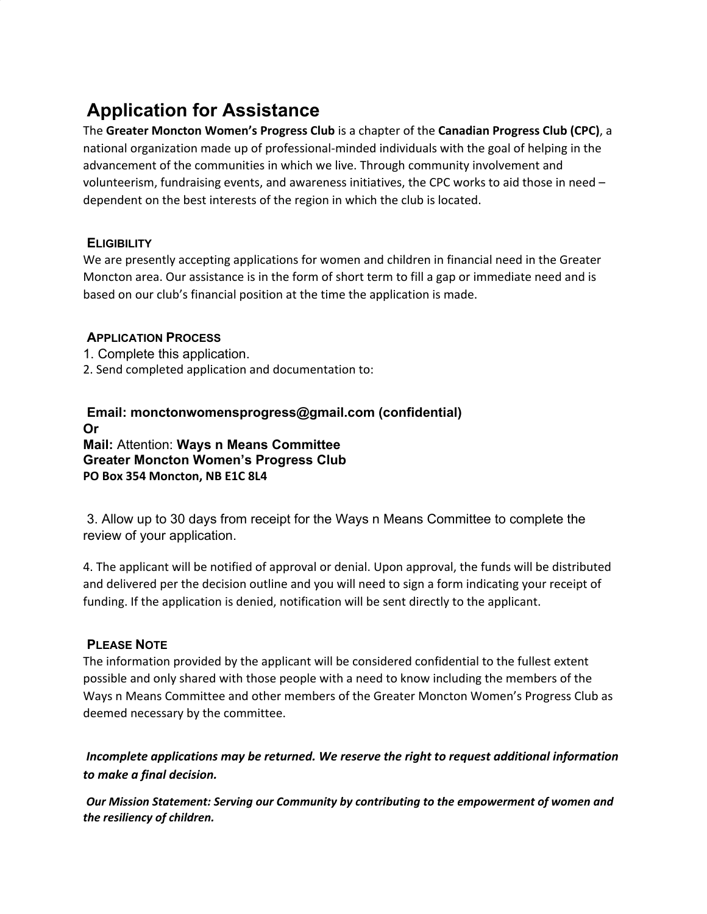# Application for Assistance

The **Greater Moncton Women's Progress Club** is a chapter of the **Canadian Progress Club (CPC)**, a national organization made up of professional-minded individuals with the goal of helping in the advancement of the communities in which we live. Through community involvement and volunteerism, fundraising events, and awareness initiatives, the CPC works to aid those in need – dependent on the best interests of the region in which the club is located.

## Eligibility

We are presently accepting applications for women and children in financial need in the Greater Moncton area. Our assistance is in the form of short term to fill a gap or immediate need and is based on our club's financial position at the time the application is made.

## Application Process

1. Complete this application.
2. Send completed application and documentation to:

**Email: monctonwomensprogress@gmail.com (confidential)**
**Or**
**Mail:** Attention: **Ways n Means Committee**
**Greater Moncton Women's Progress Club**
**PO Box 354 Moncton, NB E1C 8L4**

3. Allow up to 30 days from receipt for the Ways n Means Committee to complete the review of your application.

4. The applicant will be notified of approval or denial. Upon approval, the funds will be distributed and delivered per the decision outline and you will need to sign a form indicating your receipt of funding. If the application is denied, notification will be sent directly to the applicant.

## Please Note

The information provided by the applicant will be considered confidential to the fullest extent possible and only shared with those people with a need to know including the members of the Ways n Means Committee and other members of the Greater Moncton Women's Progress Club as deemed necessary by the committee.

***Incomplete applications may be returned. We reserve the right to request additional information to make a final decision.***

***Our Mission Statement: Serving our Community by contributing to the empowerment of women and the resiliency of children.***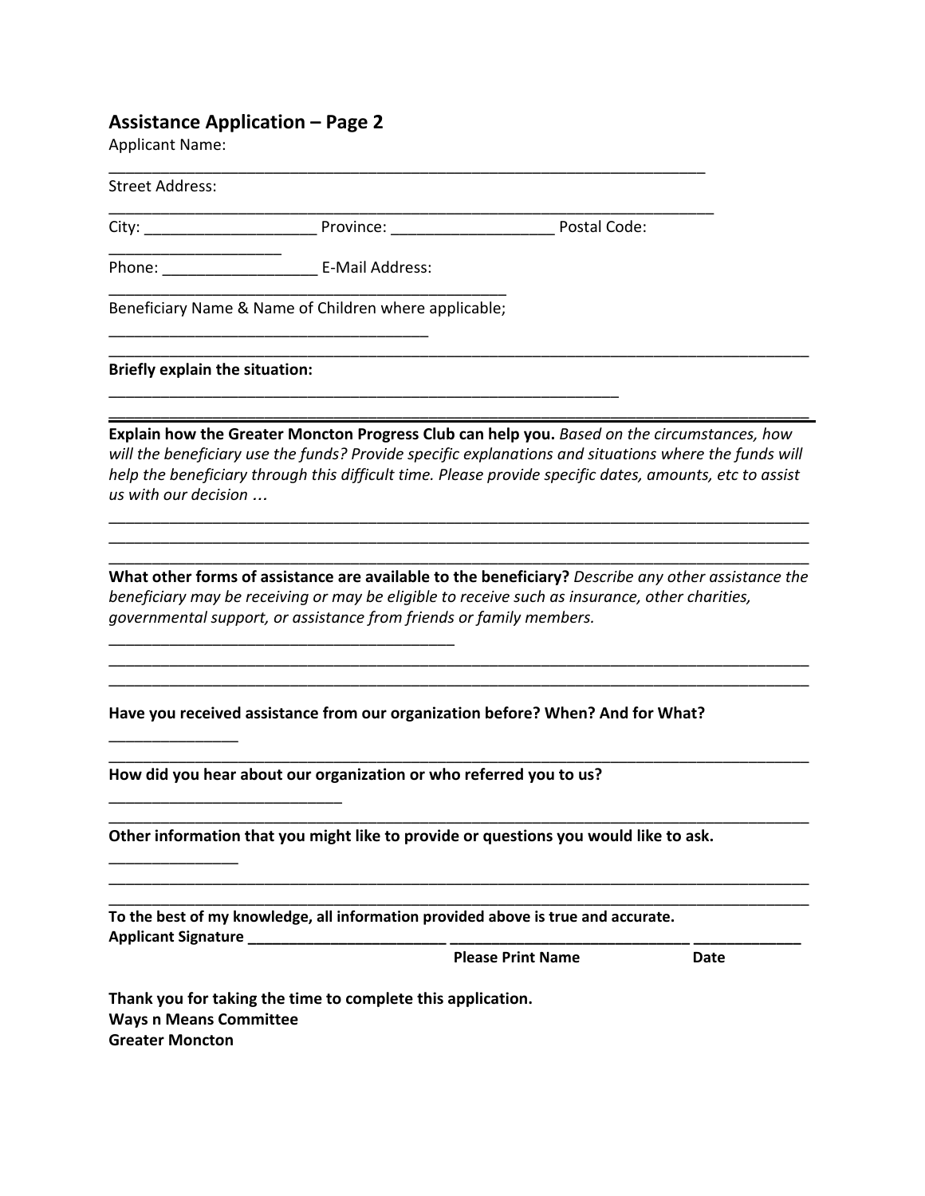## Assistance Application – Page 2

Applicant Name:

__________________________________________________________________________

Street Address:

__________________________________________________________________________

City: ____________________ Province: ___________________ Postal Code: ____________________

Phone: __________________ E-Mail Address: ______________________________________________

Beneficiary Name & Name of Children where applicable; ______________________________________

____________________________________________________________________________________

**Briefly explain the situation:** ______________________________________________________________

____________________________________________________________________________________

**Explain how the Greater Moncton Progress Club can help you.** *Based on the circumstances, how will the beneficiary use the funds? Provide specific explanations and situations where the funds will help the beneficiary through this difficult time. Please provide specific dates, amounts, etc to assist us with our decision …*

____________________________________________________________________________________

____________________________________________________________________________________

____________________________________________________________________________________

**What other forms of assistance are available to the beneficiary?** *Describe any other assistance the beneficiary may be receiving or may be eligible to receive such as insurance, other charities, governmental support, or assistance from friends or family members.* __________________________________________

____________________________________________________________________________________

____________________________________________________________________________________

**Have you received assistance from our organization before? When? And for What?** _______________

____________________________________________________________________________________

**How did you hear about our organization or who referred you to us?** ____________________________

____________________________________________________________________________________

**Other information that you might like to provide or questions you would like to ask.** _______________

____________________________________________________________________________________

____________________________________________________________________________________

**To the best of my knowledge, all information provided above is true and accurate.**

**Applicant Signature** ________________________ ____________________________ _____________

**Please Print Name** **Date**

**Thank you for taking the time to complete this application.**

**Ways n Means Committee**

**Greater Moncton**